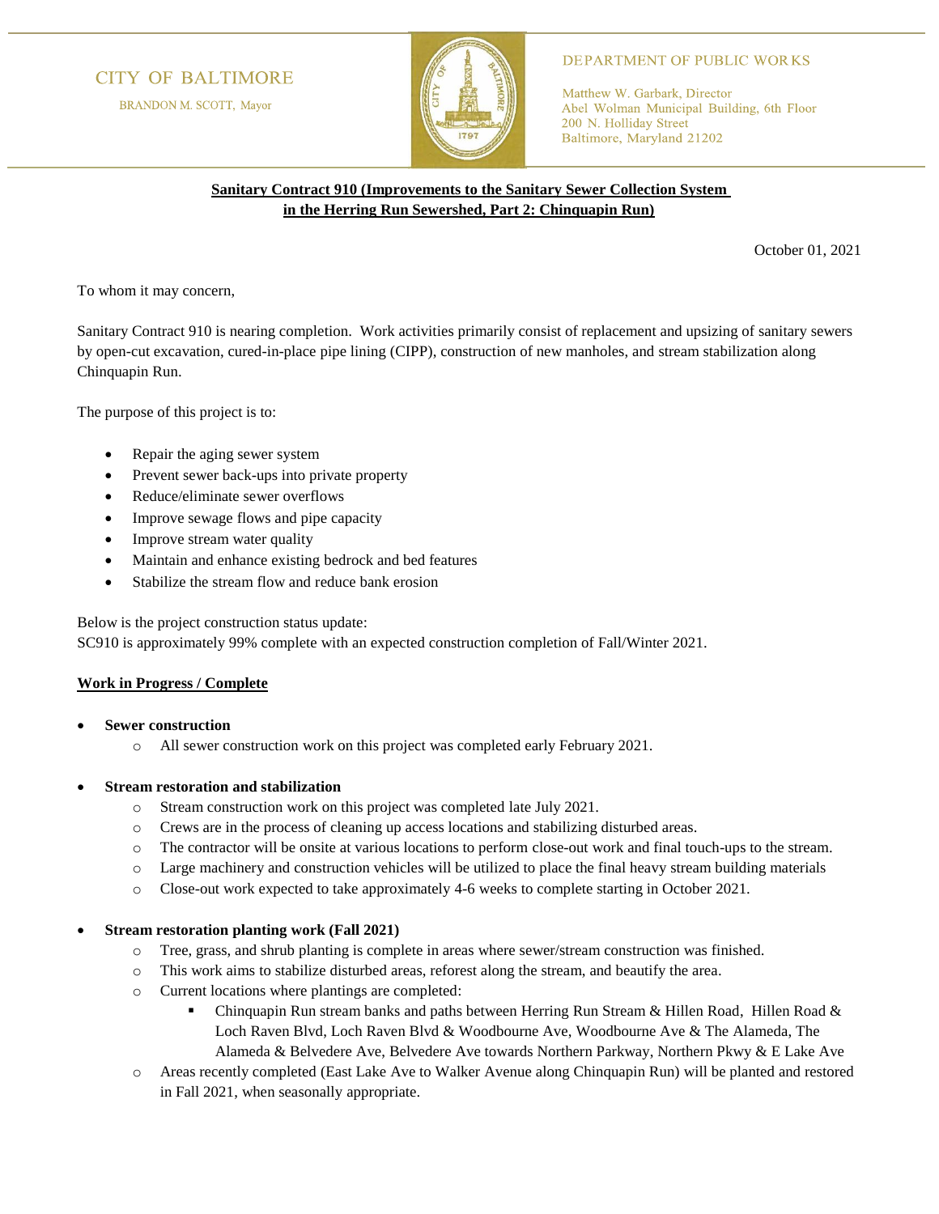CITY OF BALTIMORE

BRANDON M. SCOTT, Mayor

DEPARTMENT OF PUBLIC WORKS

Matthew W. Garbark, Director
Abel Wolman Municipal Building, 6th Floor
200 N. Holliday Street
Baltimore, Maryland 21202

**Sanitary Contract 910 (Improvements to the Sanitary Sewer Collection System in the Herring Run Sewershed, Part 2: Chinquapin Run)**

October 01, 2021

To whom it may concern,

Sanitary Contract 910 is nearing completion. Work activities primarily consist of replacement and upsizing of sanitary sewers by open-cut excavation, cured-in-place pipe lining (CIPP), construction of new manholes, and stream stabilization along Chinquapin Run.

The purpose of this project is to:

- Repair the aging sewer system
- Prevent sewer back-ups into private property
- Reduce/eliminate sewer overflows
- Improve sewage flows and pipe capacity
- Improve stream water quality
- Maintain and enhance existing bedrock and bed features
- Stabilize the stream flow and reduce bank erosion

Below is the project construction status update:
SC910 is approximately 99% complete with an expected construction completion of Fall/Winter 2021.

**Work in Progress / Complete**

- **Sewer construction**
  - All sewer construction work on this project was completed early February 2021.

- **Stream restoration and stabilization**
  - Stream construction work on this project was completed late July 2021.
  - Crews are in the process of cleaning up access locations and stabilizing disturbed areas.
  - The contractor will be onsite at various locations to perform close-out work and final touch-ups to the stream.
  - Large machinery and construction vehicles will be utilized to place the final heavy stream building materials
  - Close-out work expected to take approximately 4-6 weeks to complete starting in October 2021.

- **Stream restoration planting work (Fall 2021)**
  - Tree, grass, and shrub planting is complete in areas where sewer/stream construction was finished.
  - This work aims to stabilize disturbed areas, reforest along the stream, and beautify the area.
  - Current locations where plantings are completed:
    - Chinquapin Run stream banks and paths between Herring Run Stream & Hillen Road, Hillen Road & Loch Raven Blvd, Loch Raven Blvd & Woodbourne Ave, Woodbourne Ave & The Alameda, The Alameda & Belvedere Ave, Belvedere Ave towards Northern Parkway, Northern Pkwy & E Lake Ave
  - Areas recently completed (East Lake Ave to Walker Avenue along Chinquapin Run) will be planted and restored in Fall 2021, when seasonally appropriate.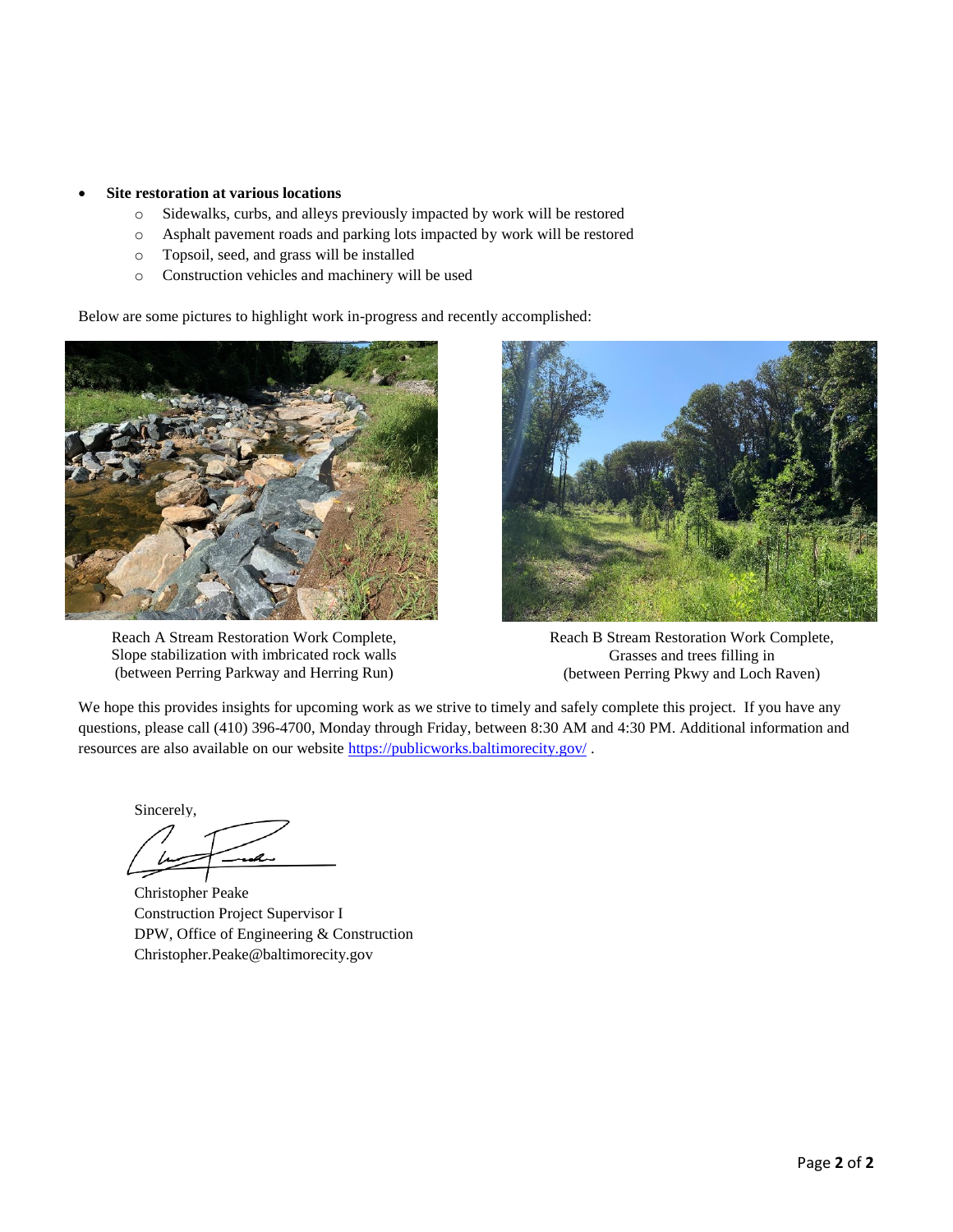- **Site restoration at various locations**
  - Sidewalks, curbs, and alleys previously impacted by work will be restored
  - Asphalt pavement roads and parking lots impacted by work will be restored
  - Topsoil, seed, and grass will be installed
  - Construction vehicles and machinery will be used

Below are some pictures to highlight work in-progress and recently accomplished:

Reach A Stream Restoration Work Complete,
Slope stabilization with imbricated rock walls
(between Perring Parkway and Herring Run)

Reach B Stream Restoration Work Complete,
Grasses and trees filling in
(between Perring Pkwy and Loch Raven)

We hope this provides insights for upcoming work as we strive to timely and safely complete this project. If you have any questions, please call (410) 396-4700, Monday through Friday, between 8:30 AM and 4:30 PM. Additional information and resources are also available on our website [https://publicworks.baltimorecity.gov/](https://publicworks.baltimorecity.gov/) .

Sincerely,

Christopher Peake
Construction Project Supervisor I
DPW, Office of Engineering & Construction
Christopher.Peake@baltimorecity.gov